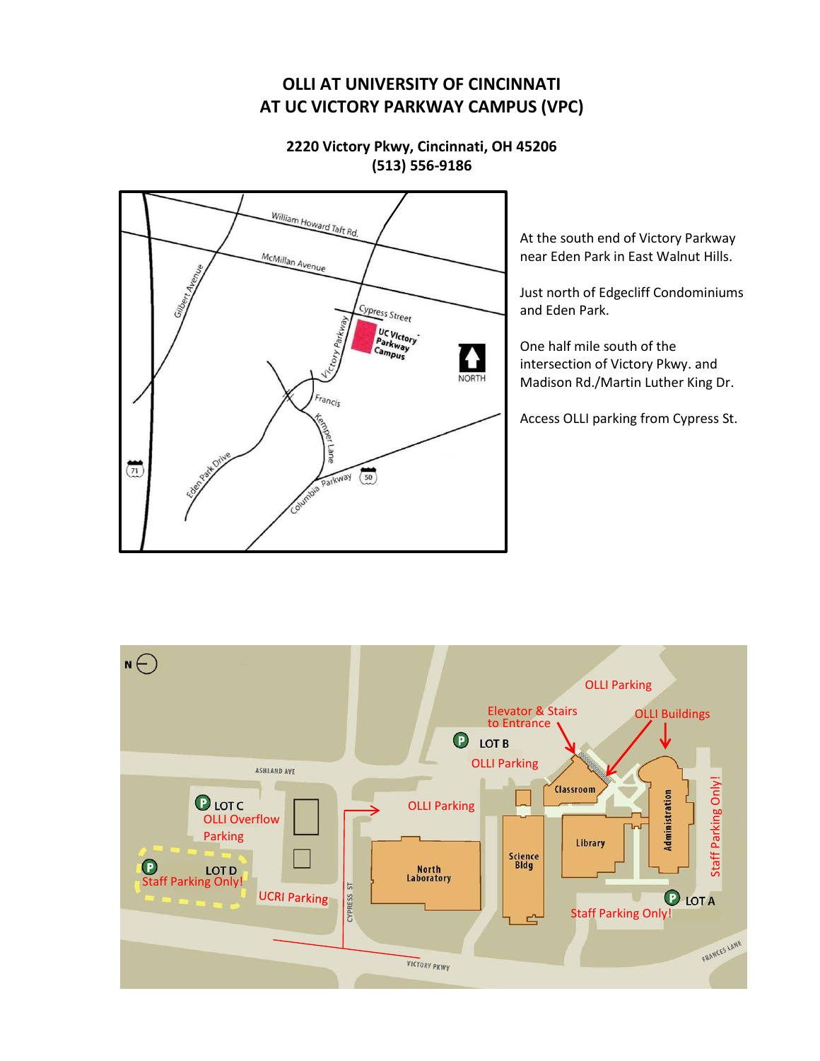# OLLI AT UNIVERSITY OF CINCINNATI
# AT UC VICTORY PARKWAY CAMPUS (VPC)

**2220 Victory Pkwy, Cincinnati, OH 45206**
**(513) 556-9186**

At the south end of Victory Parkway near Eden Park in East Walnut Hills.

Just north of Edgecliff Condominiums and Eden Park.

One half mile south of the intersection of Victory Pkwy. and Madison Rd./Martin Luther King Dr.

Access OLLI parking from Cypress St.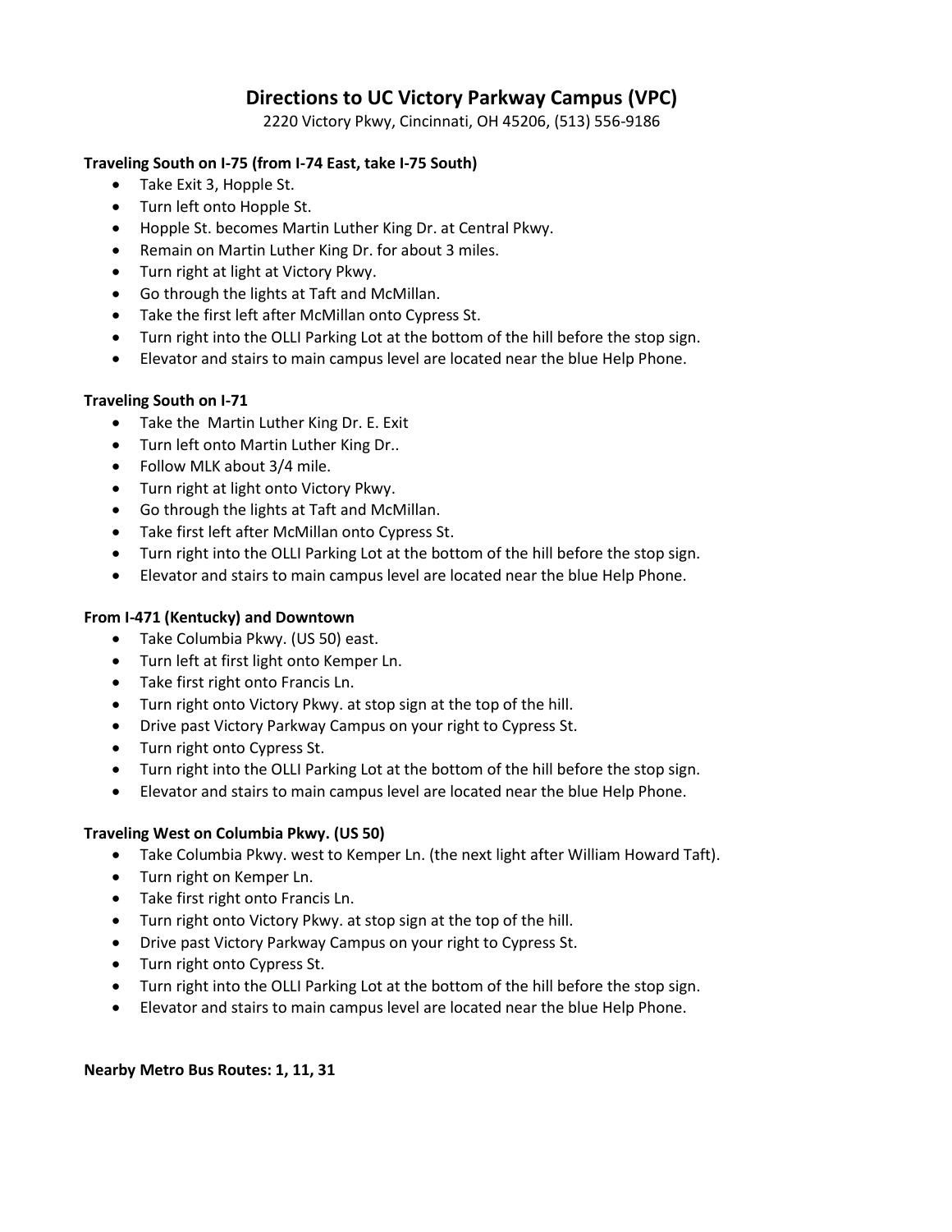# Directions to UC Victory Parkway Campus (VPC)

2220 Victory Pkwy, Cincinnati, OH 45206, (513) 556-9186

**Traveling South on I-75 (from I-74 East, take I-75 South)**

- Take Exit 3, Hopple St.
- Turn left onto Hopple St.
- Hopple St. becomes Martin Luther King Dr. at Central Pkwy.
- Remain on Martin Luther King Dr. for about 3 miles.
- Turn right at light at Victory Pkwy.
- Go through the lights at Taft and McMillan.
- Take the first left after McMillan onto Cypress St.
- Turn right into the OLLI Parking Lot at the bottom of the hill before the stop sign.
- Elevator and stairs to main campus level are located near the blue Help Phone.

**Traveling South on I-71**

- Take the Martin Luther King Dr. E. Exit
- Turn left onto Martin Luther King Dr..
- Follow MLK about 3/4 mile.
- Turn right at light onto Victory Pkwy.
- Go through the lights at Taft and McMillan.
- Take first left after McMillan onto Cypress St.
- Turn right into the OLLI Parking Lot at the bottom of the hill before the stop sign.
- Elevator and stairs to main campus level are located near the blue Help Phone.

**From I-471 (Kentucky) and Downtown**

- Take Columbia Pkwy. (US 50) east.
- Turn left at first light onto Kemper Ln.
- Take first right onto Francis Ln.
- Turn right onto Victory Pkwy. at stop sign at the top of the hill.
- Drive past Victory Parkway Campus on your right to Cypress St.
- Turn right onto Cypress St.
- Turn right into the OLLI Parking Lot at the bottom of the hill before the stop sign.
- Elevator and stairs to main campus level are located near the blue Help Phone.

**Traveling West on Columbia Pkwy. (US 50)**

- Take Columbia Pkwy. west to Kemper Ln. (the next light after William Howard Taft).
- Turn right on Kemper Ln.
- Take first right onto Francis Ln.
- Turn right onto Victory Pkwy. at stop sign at the top of the hill.
- Drive past Victory Parkway Campus on your right to Cypress St.
- Turn right onto Cypress St.
- Turn right into the OLLI Parking Lot at the bottom of the hill before the stop sign.
- Elevator and stairs to main campus level are located near the blue Help Phone.

**Nearby Metro Bus Routes: 1, 11, 31**